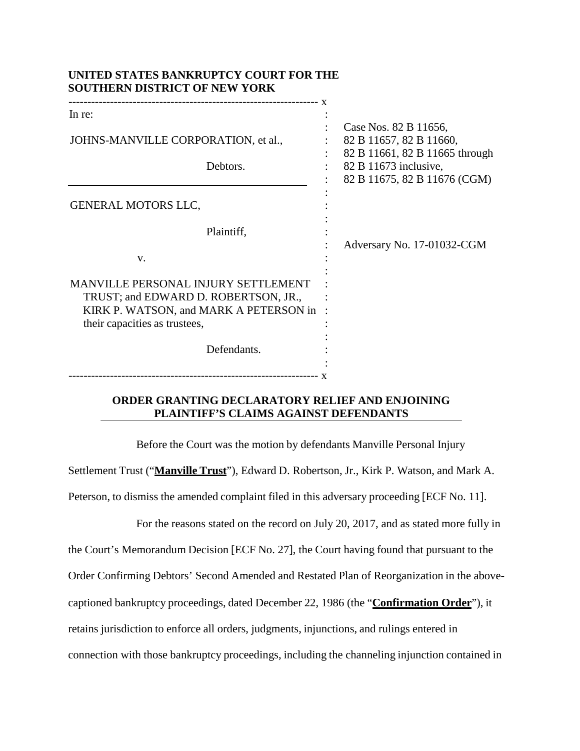**UNITED STATES BANKRUPTCY COURT FOR THE SOUTHERN DISTRICT OF NEW YORK**

| | | |
|---|---|---|
| In re:<br><br>JOHNS-MANVILLE CORPORATION, et al.,<br><br>Debtors. | : | Case Nos. 82 B 11656, 82 B 11657, 82 B 11660, 82 B 11661, 82 B 11665 through 82 B 11673 inclusive, 82 B 11675, 82 B 11676 (CGM) |
| GENERAL MOTORS LLC,<br><br>Plaintiff,<br><br>v.<br><br>MANVILLE PERSONAL INJURY SETTLEMENT TRUST; and EDWARD D. ROBERTSON, JR., KIRK P. WATSON, and MARK A PETERSON in their capacities as trustees,<br><br>Defendants. | : | Adversary No. 17-01032-CGM |

**ORDER GRANTING DECLARATORY RELIEF AND ENJOINING PLAINTIFF'S CLAIMS AGAINST DEFENDANTS**

Before the Court was the motion by defendants Manville Personal Injury Settlement Trust ("**Manville Trust**"), Edward D. Robertson, Jr., Kirk P. Watson, and Mark A. Peterson, to dismiss the amended complaint filed in this adversary proceeding [ECF No. 11].

For the reasons stated on the record on July 20, 2017, and as stated more fully in the Court's Memorandum Decision [ECF No. 27], the Court having found that pursuant to the Order Confirming Debtors' Second Amended and Restated Plan of Reorganization in the above-captioned bankruptcy proceedings, dated December 22, 1986 (the "**Confirmation Order**"), it retains jurisdiction to enforce all orders, judgments, injunctions, and rulings entered in connection with those bankruptcy proceedings, including the channeling injunction contained in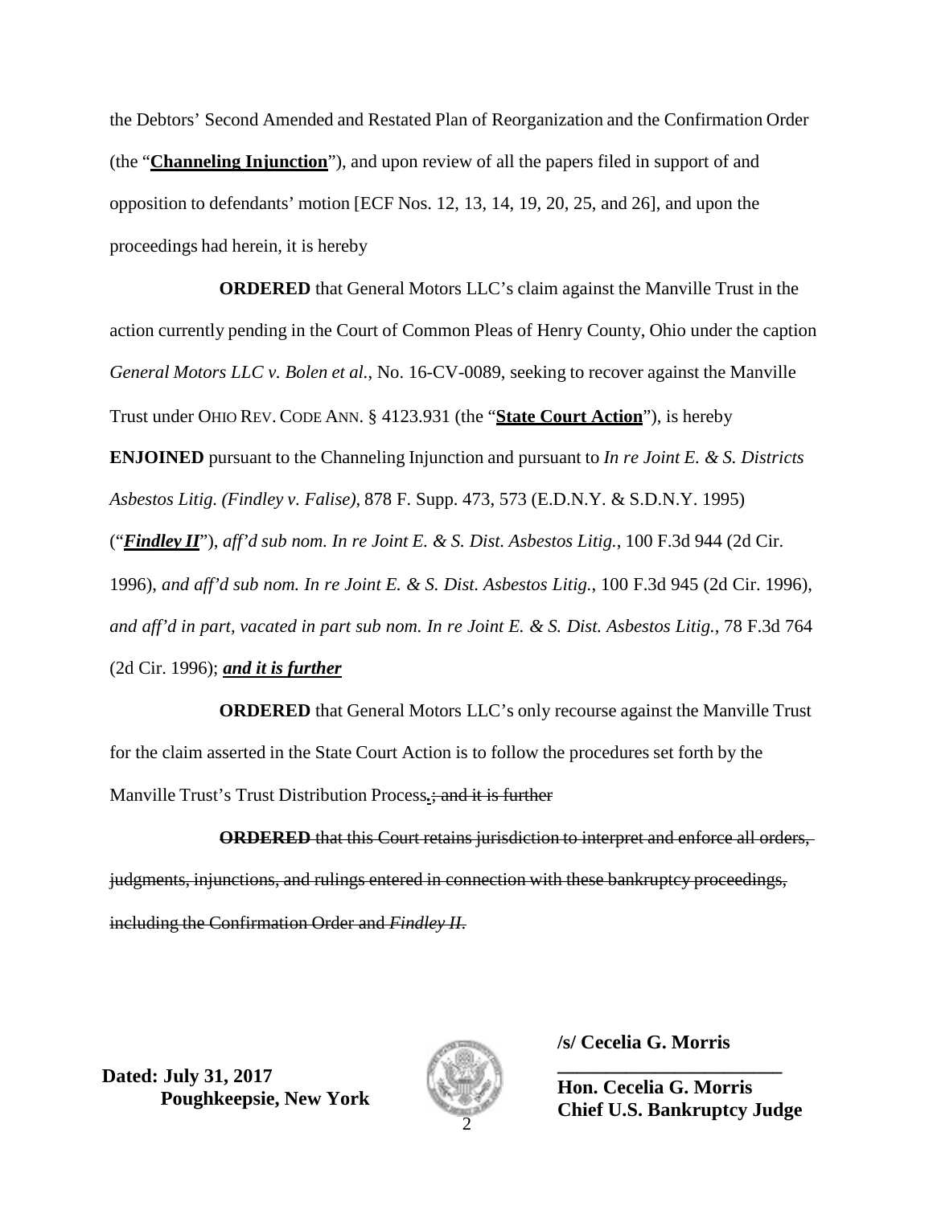the Debtors' Second Amended and Restated Plan of Reorganization and the Confirmation Order (the "**Channeling Injunction**"), and upon review of all the papers filed in support of and opposition to defendants' motion [ECF Nos. 12, 13, 14, 19, 20, 25, and 26], and upon the proceedings had herein, it is hereby

**ORDERED** that General Motors LLC's claim against the Manville Trust in the action currently pending in the Court of Common Pleas of Henry County, Ohio under the caption *General Motors LLC v. Bolen et al.*, No. 16-CV-0089, seeking to recover against the Manville Trust under OHIO REV. CODE ANN. § 4123.931 (the "**State Court Action**"), is hereby **ENJOINED** pursuant to the Channeling Injunction and pursuant to *In re Joint E. & S. Districts Asbestos Litig. (Findley v. Falise)*, 878 F. Supp. 473, 573 (E.D.N.Y. & S.D.N.Y. 1995) ("***Findley II***"), *aff'd sub nom. In re Joint E. & S. Dist. Asbestos Litig.*, 100 F.3d 944 (2d Cir. 1996), *and aff'd sub nom. In re Joint E. & S. Dist. Asbestos Litig.*, 100 F.3d 945 (2d Cir. 1996), *and aff'd in part, vacated in part sub nom. In re Joint E. & S. Dist. Asbestos Litig.*, 78 F.3d 764 (2d Cir. 1996); ***and it is further***

**ORDERED** that General Motors LLC's only recourse against the Manville Trust for the claim asserted in the State Court Action is to follow the procedures set forth by the Manville Trust's Trust Distribution Process**.**~~; and it is further~~

~~**ORDERED** that this Court retains jurisdiction to interpret and enforce all orders, judgments, injunctions, and rulings entered in connection with these bankruptcy proceedings, including the Confirmation Order and *Findley II*.~~

**Dated: July 31, 2017**
**Poughkeepsie, New York**

**/s/ Cecelia G. Morris**
**\_\_\_\_\_\_\_\_\_\_\_\_\_\_\_\_\_\_\_\_\_\_\_**
**Hon. Cecelia G. Morris**
**Chief U.S. Bankruptcy Judge**